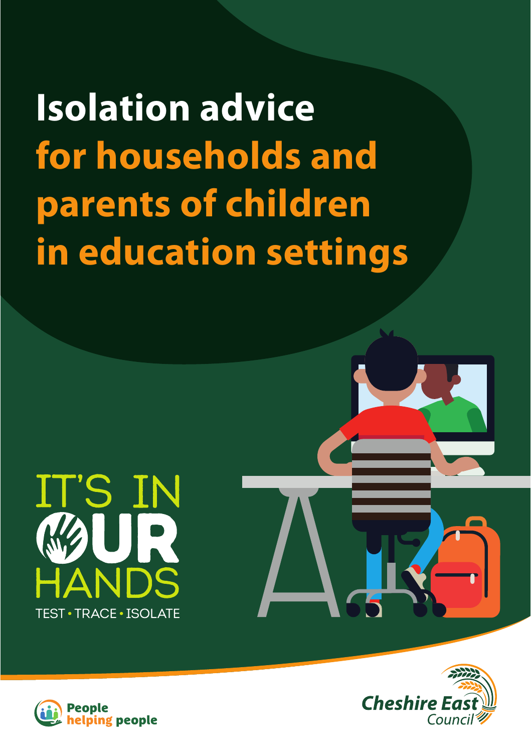# Isolation advice for households and parents of children in education settings

IT'S IN OUR HANDS

TEST • TRACE • ISOLATE

People helping people

Cheshire East Council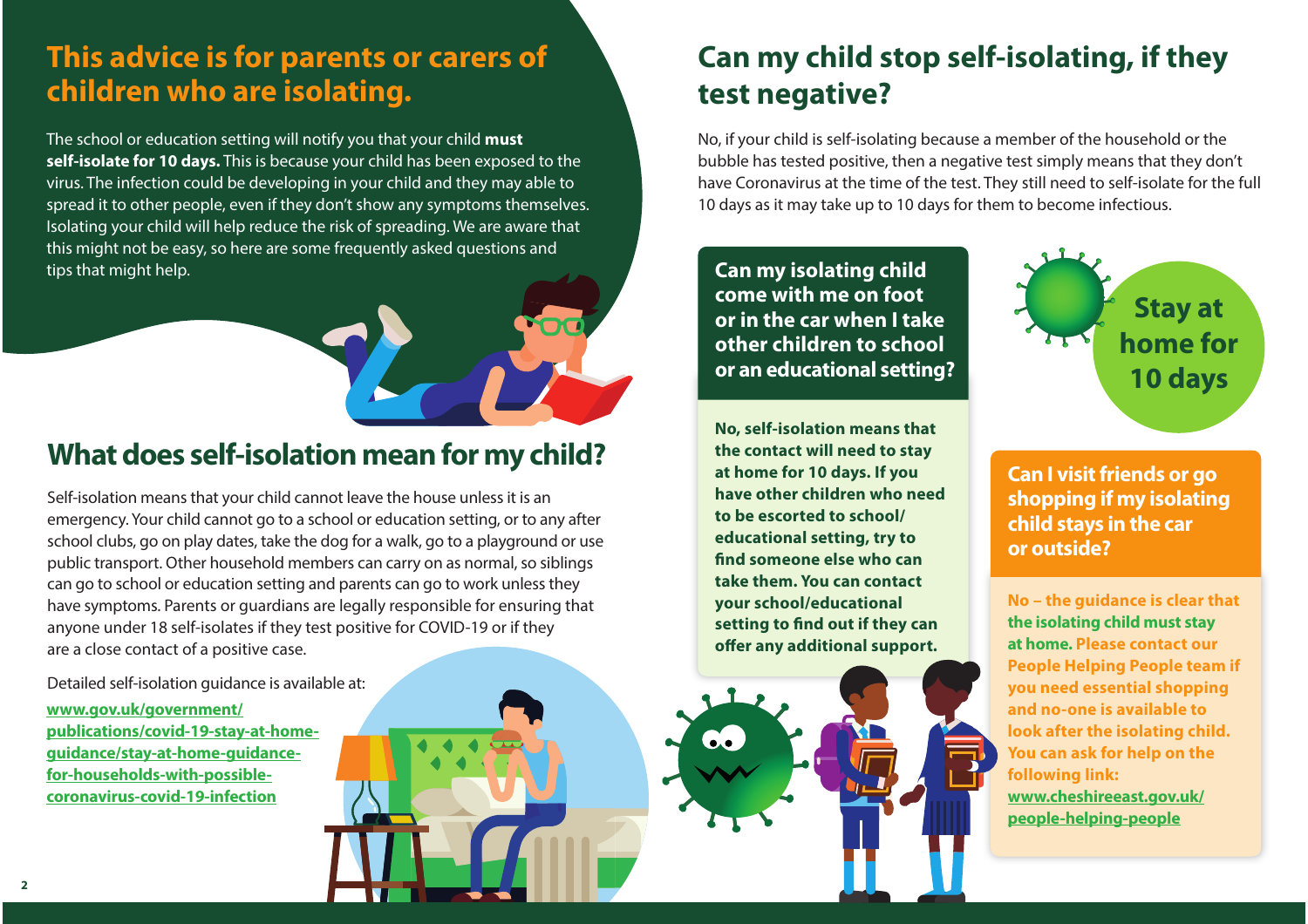## This advice is for parents or carers of children who are isolating.

The school or education setting will notify you that your child **must self-isolate for 10 days.** This is because your child has been exposed to the virus. The infection could be developing in your child and they may able to spread it to other people, even if they don't show any symptoms themselves. Isolating your child will help reduce the risk of spreading. We are aware that this might not be easy, so here are some frequently asked questions and tips that might help.

## What does self-isolation mean for my child?

Self-isolation means that your child cannot leave the house unless it is an emergency. Your child cannot go to a school or education setting, or to any after school clubs, go on play dates, take the dog for a walk, go to a playground or use public transport. Other household members can carry on as normal, so siblings can go to school or education setting and parents can go to work unless they have symptoms. Parents or guardians are legally responsible for ensuring that anyone under 18 self-isolates if they test positive for COVID-19 or if they are a close contact of a positive case.

Detailed self-isolation guidance is available at:

www.gov.uk/government/publications/covid-19-stay-at-home-guidance/stay-at-home-guidance-for-households-with-possible-coronavirus-covid-19-infection

## Can my child stop self-isolating, if they test negative?

No, if your child is self-isolating because a member of the household or the bubble has tested positive, then a negative test simply means that they don't have Coronavirus at the time of the test. They still need to self-isolate for the full 10 days as it may take up to 10 days for them to become infectious.

### Can my isolating child come with me on foot or in the car when I take other children to school or an educational setting?

**No, self-isolation means that the contact will need to stay at home for 10 days. If you have other children who need to be escorted to school/educational setting, try to find someone else who can take them. You can contact your school/educational setting to find out if they can offer any additional support.**

**Stay at home for 10 days**

### Can I visit friends or go shopping if my isolating child stays in the car or outside?

**No – the guidance is clear that the isolating child must stay at home. Please contact our People Helping People team if you need essential shopping and no-one is available to look after the isolating child. You can ask for help on the following link:**

**www.cheshireeast.gov.uk/people-helping-people**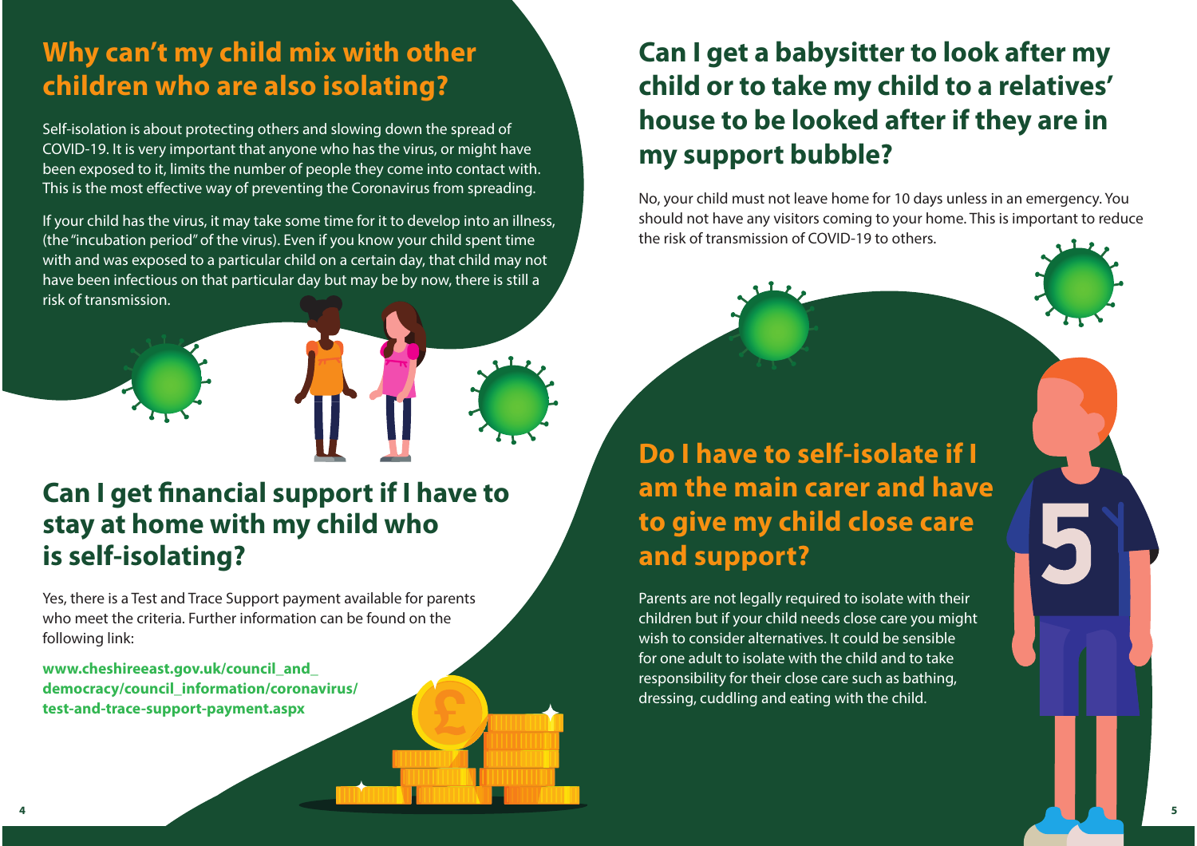## Why can't my child mix with other children who are also isolating?

Self-isolation is about protecting others and slowing down the spread of COVID-19. It is very important that anyone who has the virus, or might have been exposed to it, limits the number of people they come into contact with. This is the most effective way of preventing the Coronavirus from spreading.

If your child has the virus, it may take some time for it to develop into an illness, (the "incubation period" of the virus). Even if you know your child spent time with and was exposed to a particular child on a certain day, that child may not have been infectious on that particular day but may be by now, there is still a risk of transmission.

## Can I get financial support if I have to stay at home with my child who is self-isolating?

Yes, there is a Test and Trace Support payment available for parents who meet the criteria. Further information can be found on the following link:

**www.cheshireeast.gov.uk/council_and_democracy/council_information/coronavirus/test-and-trace-support-payment.aspx**

## Can I get a babysitter to look after my child or to take my child to a relatives' house to be looked after if they are in my support bubble?

No, your child must not leave home for 10 days unless in an emergency. You should not have any visitors coming to your home. This is important to reduce the risk of transmission of COVID-19 to others.

## Do I have to self-isolate if I am the main carer and have to give my child close care and support?

Parents are not legally required to isolate with their children but if your child needs close care you might wish to consider alternatives. It could be sensible for one adult to isolate with the child and to take responsibility for their close care such as bathing, dressing, cuddling and eating with the child.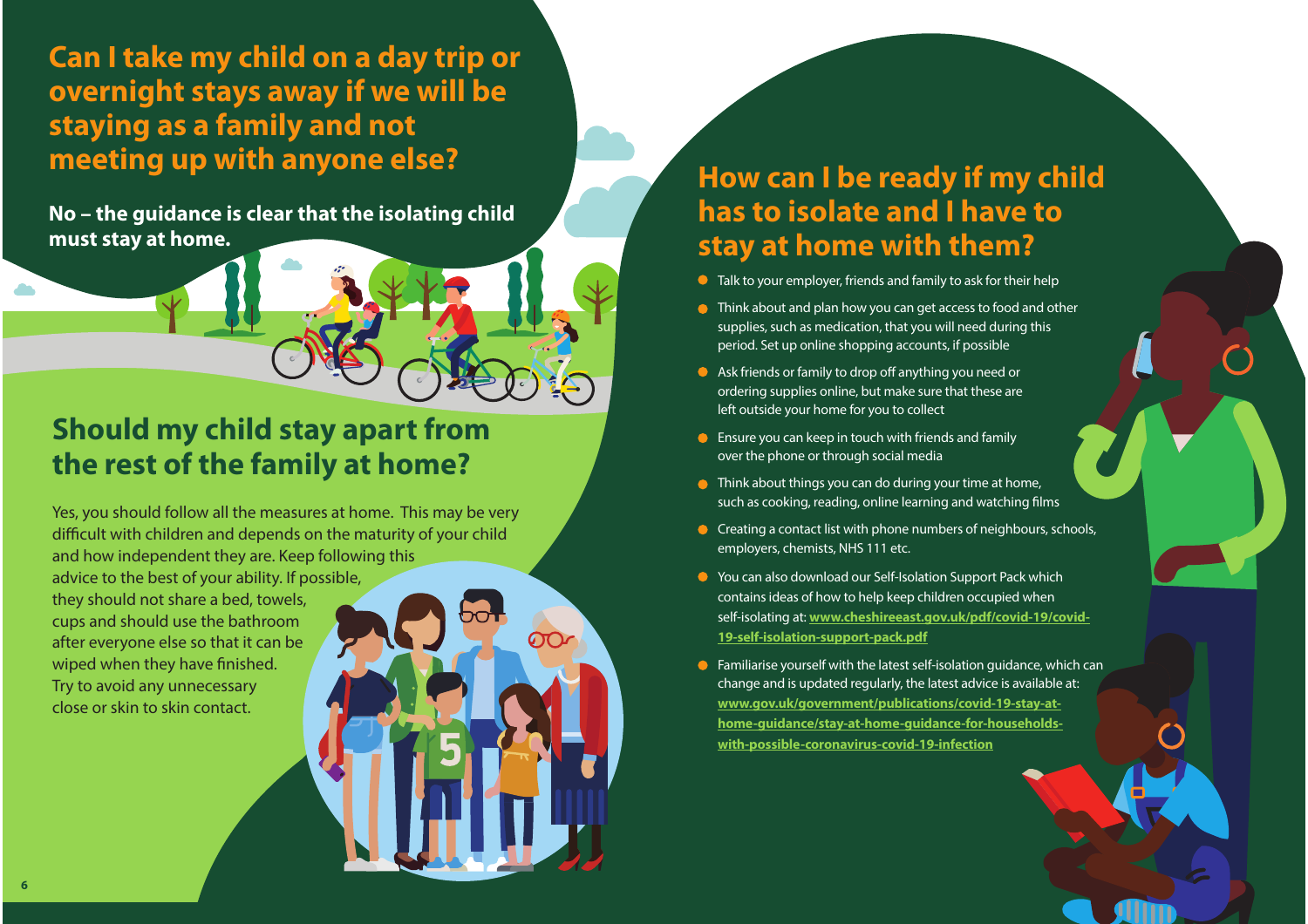## Can I take my child on a day trip or overnight stays away if we will be staying as a family and not meeting up with anyone else?

**No – the guidance is clear that the isolating child must stay at home.**

## Should my child stay apart from the rest of the family at home?

Yes, you should follow all the measures at home. This may be very difficult with children and depends on the maturity of your child and how independent they are. Keep following this advice to the best of your ability. If possible, they should not share a bed, towels, cups and should use the bathroom after everyone else so that it can be wiped when they have finished. Try to avoid any unnecessary close or skin to skin contact.

## How can I be ready if my child has to isolate and I have to stay at home with them?

- Talk to your employer, friends and family to ask for their help
- Think about and plan how you can get access to food and other supplies, such as medication, that you will need during this period. Set up online shopping accounts, if possible
- Ask friends or family to drop off anything you need or ordering supplies online, but make sure that these are left outside your home for you to collect
- Ensure you can keep in touch with friends and family over the phone or through social media
- Think about things you can do during your time at home, such as cooking, reading, online learning and watching films
- Creating a contact list with phone numbers of neighbours, schools, employers, chemists, NHS 111 etc.
- You can also download our Self-Isolation Support Pack which contains ideas of how to help keep children occupied when self-isolating at: **www.cheshireeast.gov.uk/pdf/covid-19/covid-19-self-isolation-support-pack.pdf**
- Familiarise yourself with the latest self-isolation guidance, which can change and is updated regularly, the latest advice is available at: **www.gov.uk/government/publications/covid-19-stay-at-home-guidance/stay-at-home-guidance-for-households-with-possible-coronavirus-covid-19-infection**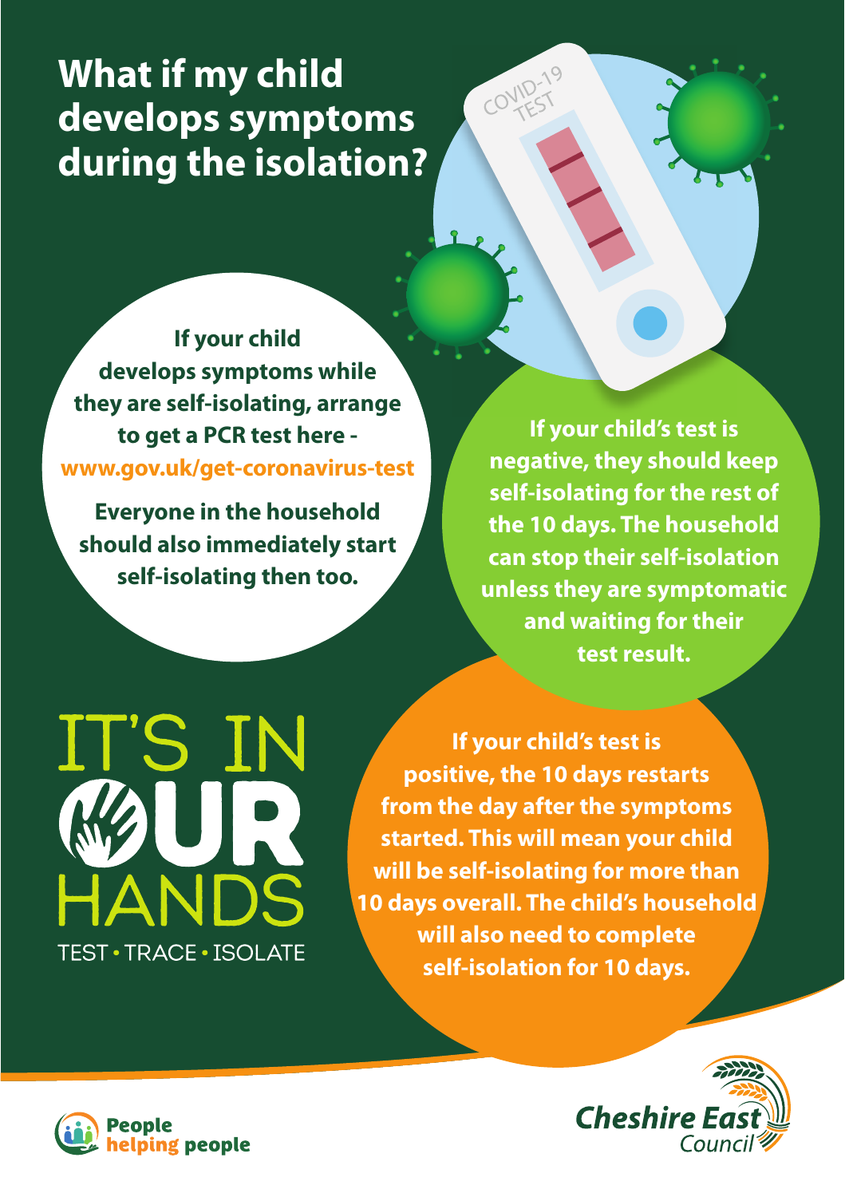# What if my child develops symptoms during the isolation?

COVID-19 TEST

**If your child develops symptoms while they are self-isolating, arrange to get a PCR test here - www.gov.uk/get-coronavirus-test**

**Everyone in the household should also immediately start self-isolating then too.**

**If your child's test is negative, they should keep self-isolating for the rest of the 10 days. The household can stop their self-isolation unless they are symptomatic and waiting for their test result.**

**If your child's test is positive, the 10 days restarts from the day after the symptoms started. This will mean your child will be self-isolating for more than 10 days overall. The child's household will also need to complete self-isolation for 10 days.**

IT'S IN OUR HANDS

TEST • TRACE • ISOLATE

People helping people

Cheshire East Council